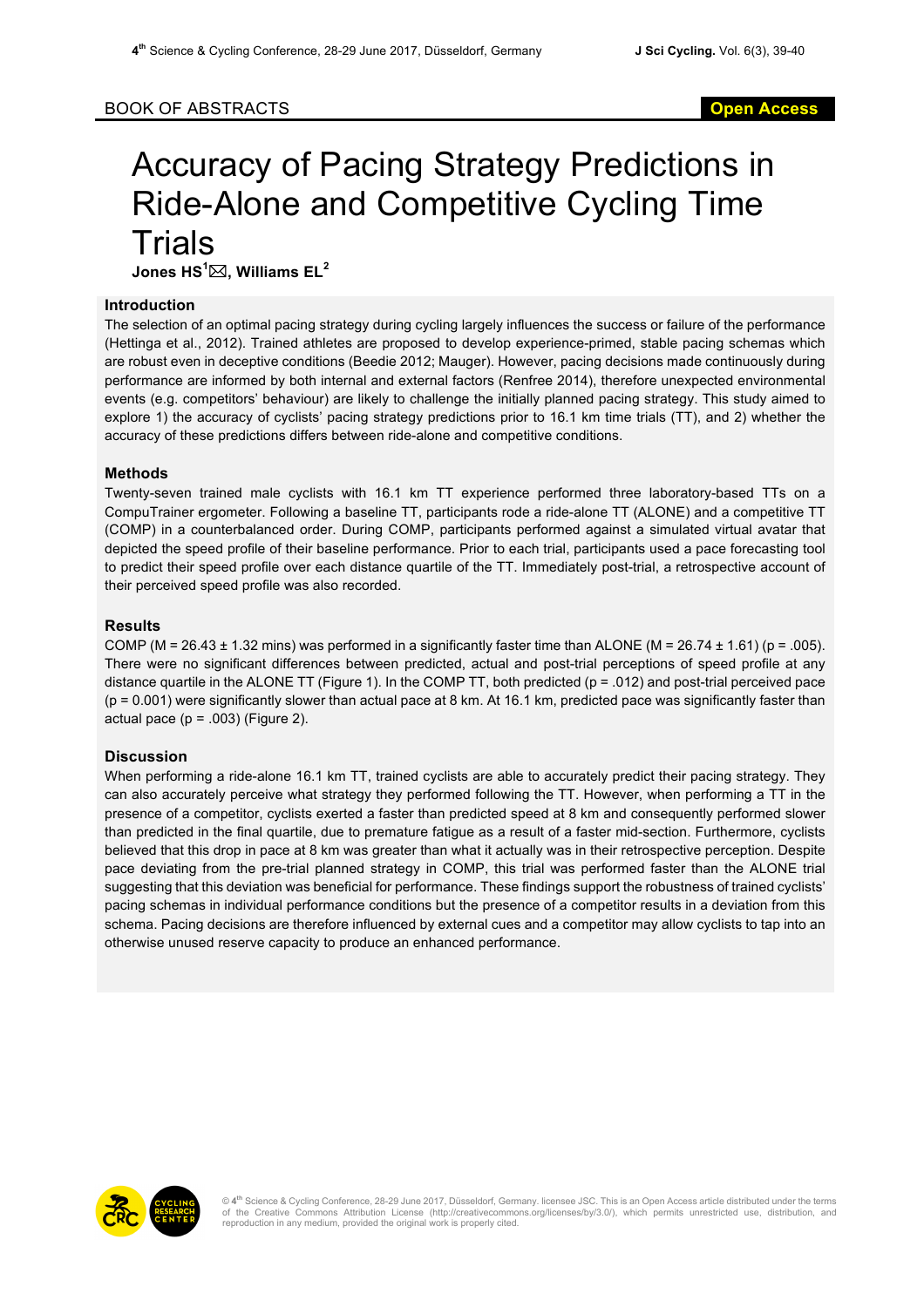BOOK OF ABSTRACTS

Open Access

# Accuracy of Pacing Strategy Predictions in Ride-Alone and Competitive Cycling Time Trials

**Jones HS[1]✉, Williams EL[2]**

## Introduction

The selection of an optimal pacing strategy during cycling largely influences the success or failure of the performance (Hettinga et al., 2012). Trained athletes are proposed to develop experience-primed, stable pacing schemas which are robust even in deceptive conditions (Beedie 2012; Mauger). However, pacing decisions made continuously during performance are informed by both internal and external factors (Renfree 2014), therefore unexpected environmental events (e.g. competitors' behaviour) are likely to challenge the initially planned pacing strategy. This study aimed to explore 1) the accuracy of cyclists' pacing strategy predictions prior to 16.1 km time trials (TT), and 2) whether the accuracy of these predictions differs between ride-alone and competitive conditions.

## Methods

Twenty-seven trained male cyclists with 16.1 km TT experience performed three laboratory-based TTs on a CompuTrainer ergometer. Following a baseline TT, participants rode a ride-alone TT (ALONE) and a competitive TT (COMP) in a counterbalanced order. During COMP, participants performed against a simulated virtual avatar that depicted the speed profile of their baseline performance. Prior to each trial, participants used a pace forecasting tool to predict their speed profile over each distance quartile of the TT. Immediately post-trial, a retrospective account of their perceived speed profile was also recorded.

## Results

COMP ($M = 26.43 \pm 1.32$ mins) was performed in a significantly faster time than ALONE ($M = 26.74 \pm 1.61$) ($p = .005$). There were no significant differences between predicted, actual and post-trial perceptions of speed profile at any distance quartile in the ALONE TT (Figure 1). In the COMP TT, both predicted ($p = .012$) and post-trial perceived pace ($p = 0.001$) were significantly slower than actual pace at 8 km. At 16.1 km, predicted pace was significantly faster than actual pace ($p = .003$) (Figure 2).

## Discussion

When performing a ride-alone 16.1 km TT, trained cyclists are able to accurately predict their pacing strategy. They can also accurately perceive what strategy they performed following the TT. However, when performing a TT in the presence of a competitor, cyclists exerted a faster than predicted speed at 8 km and consequently performed slower than predicted in the final quartile, due to premature fatigue as a result of a faster mid-section. Furthermore, cyclists believed that this drop in pace at 8 km was greater than what it actually was in their retrospective perception. Despite pace deviating from the pre-trial planned strategy in COMP, this trial was performed faster than the ALONE trial suggesting that this deviation was beneficial for performance. These findings support the robustness of trained cyclists' pacing schemas in individual performance conditions but the presence of a competitor results in a deviation from this schema. Pacing decisions are therefore influenced by external cues and a competitor may allow cyclists to tap into an otherwise unused reserve capacity to produce an enhanced performance.

© 4th Science & Cycling Conference, 28-29 June 2017, Düsseldorf, Germany. licensee JSC. This is an Open Access article distributed under the terms of the Creative Commons Attribution License (http://creativecommons.org/licenses/by/3.0/), which permits unrestricted use, distribution, and reproduction in any medium, provided the original work is properly cited.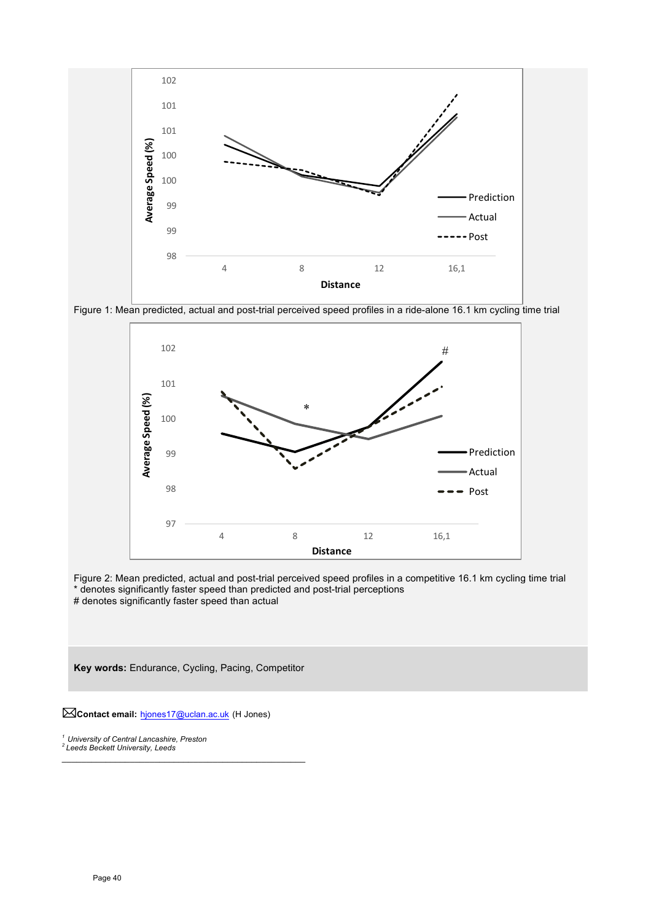102
101
101
100
100
99
99
98
Average Speed (%)
4
8
12
16,1
Distance
Prediction
Actual
Post

Figure 1: Mean predicted, actual and post-trial perceived speed profiles in a ride-alone 16.1 km cycling time trial

102
101
100
99
98
97
Average Speed (%)
*
#
4
8
12
16,1
Distance
Prediction
Actual
Post

Figure 2: Mean predicted, actual and post-trial perceived speed profiles in a competitive 16.1 km cycling time trial
* denotes significantly faster speed than predicted and post-trial perceptions
# denotes significantly faster speed than actual

**Key words:** Endurance, Cycling, Pacing, Competitor

**Contact email:** hjones17@uclan.ac.uk (H Jones)

[1] *University of Central Lancashire, Preston*
[2] *Leeds Beckett University, Leeds*